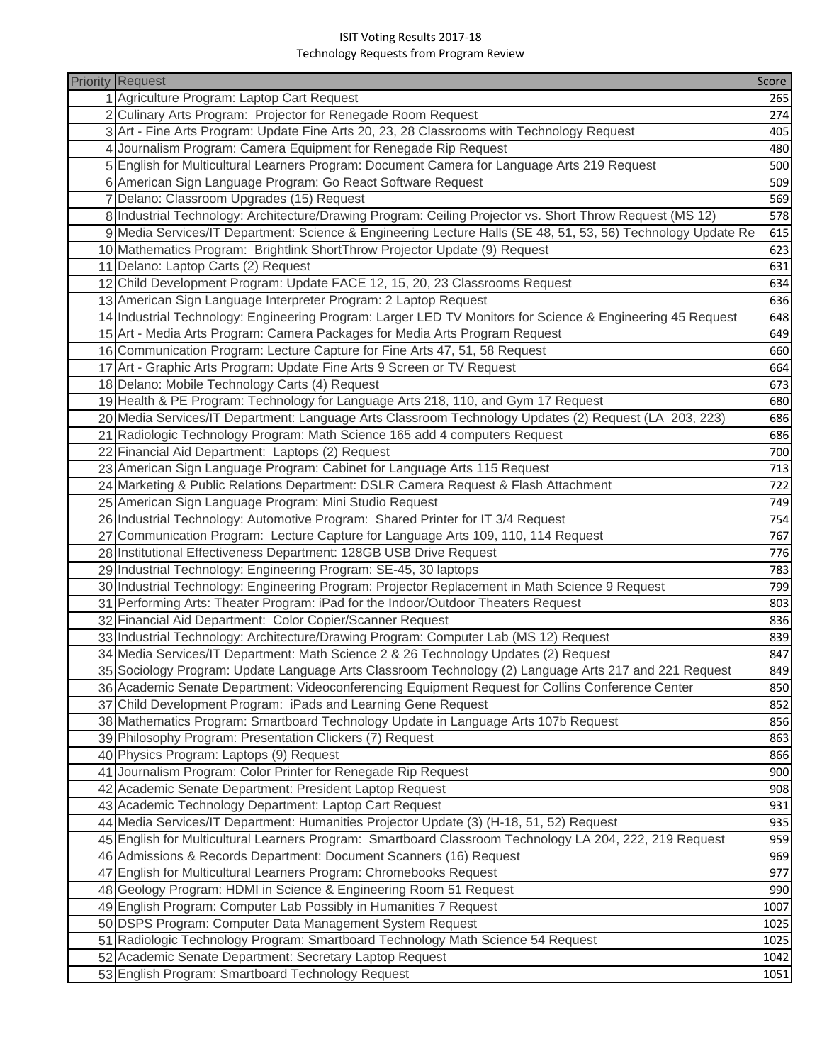# ISIT Voting Results 2017-18

## Technology Requests from Program Review

| Priority | Request | Score |
|---|---|---|
| 1 | Agriculture Program: Laptop Cart Request | 265 |
| 2 | Culinary Arts Program: Projector for Renegade Room Request | 274 |
| 3 | Art - Fine Arts Program: Update Fine Arts 20, 23, 28 Classrooms with Technology Request | 405 |
| 4 | Journalism Program: Camera Equipment for Renegade Rip Request | 480 |
| 5 | English for Multicultural Learners Program: Document Camera for Language Arts 219 Request | 500 |
| 6 | American Sign Language Program: Go React Software Request | 509 |
| 7 | Delano: Classroom Upgrades (15) Request | 569 |
| 8 | Industrial Technology: Architecture/Drawing Program: Ceiling Projector vs. Short Throw Request (MS 12) | 578 |
| 9 | Media Services/IT Department: Science & Engineering Lecture Halls (SE 48, 51, 53, 56) Technology Update Re | 615 |
| 10 | Mathematics Program: Brightlink ShortThrow Projector Update (9) Request | 623 |
| 11 | Delano: Laptop Carts (2) Request | 631 |
| 12 | Child Development Program: Update FACE 12, 15, 20, 23 Classrooms Request | 634 |
| 13 | American Sign Language Interpreter Program: 2 Laptop Request | 636 |
| 14 | Industrial Technology: Engineering Program: Larger LED TV Monitors for Science & Engineering 45 Request | 648 |
| 15 | Art - Media Arts Program: Camera Packages for Media Arts Program Request | 649 |
| 16 | Communication Program: Lecture Capture for Fine Arts 47, 51, 58 Request | 660 |
| 17 | Art - Graphic Arts Program: Update Fine Arts 9 Screen or TV Request | 664 |
| 18 | Delano: Mobile Technology Carts (4) Request | 673 |
| 19 | Health & PE Program: Technology for Language Arts 218, 110, and Gym 17 Request | 680 |
| 20 | Media Services/IT Department: Language Arts Classroom Technology Updates (2) Request (LA 203, 223) | 686 |
| 21 | Radiologic Technology Program: Math Science 165 add 4 computers Request | 686 |
| 22 | Financial Aid Department: Laptops (2) Request | 700 |
| 23 | American Sign Language Program: Cabinet for Language Arts 115 Request | 713 |
| 24 | Marketing & Public Relations Department: DSLR Camera Request & Flash Attachment | 722 |
| 25 | American Sign Language Program: Mini Studio Request | 749 |
| 26 | Industrial Technology: Automotive Program: Shared Printer for IT 3/4 Request | 754 |
| 27 | Communication Program: Lecture Capture for Language Arts 109, 110, 114 Request | 767 |
| 28 | Institutional Effectiveness Department: 128GB USB Drive Request | 776 |
| 29 | Industrial Technology: Engineering Program: SE-45, 30 laptops | 783 |
| 30 | Industrial Technology: Engineering Program: Projector Replacement in Math Science 9 Request | 799 |
| 31 | Performing Arts: Theater Program: iPad for the Indoor/Outdoor Theaters Request | 803 |
| 32 | Financial Aid Department: Color Copier/Scanner Request | 836 |
| 33 | Industrial Technology: Architecture/Drawing Program: Computer Lab (MS 12) Request | 839 |
| 34 | Media Services/IT Department: Math Science 2 & 26 Technology Updates (2) Request | 847 |
| 35 | Sociology Program: Update Language Arts Classroom Technology (2) Language Arts 217 and 221 Request | 849 |
| 36 | Academic Senate Department: Videoconferencing Equipment Request for Collins Conference Center | 850 |
| 37 | Child Development Program: iPads and Learning Gene Request | 852 |
| 38 | Mathematics Program: Smartboard Technology Update in Language Arts 107b Request | 856 |
| 39 | Philosophy Program: Presentation Clickers (7) Request | 863 |
| 40 | Physics Program: Laptops (9) Request | 866 |
| 41 | Journalism Program: Color Printer for Renegade Rip Request | 900 |
| 42 | Academic Senate Department: President Laptop Request | 908 |
| 43 | Academic Technology Department: Laptop Cart Request | 931 |
| 44 | Media Services/IT Department: Humanities Projector Update (3) (H-18, 51, 52) Request | 935 |
| 45 | English for Multicultural Learners Program: Smartboard Classroom Technology LA 204, 222, 219 Request | 959 |
| 46 | Admissions & Records Department: Document Scanners (16) Request | 969 |
| 47 | English for Multicultural Learners Program: Chromebooks Request | 977 |
| 48 | Geology Program: HDMI in Science & Engineering Room 51 Request | 990 |
| 49 | English Program: Computer Lab Possibly in Humanities 7 Request | 1007 |
| 50 | DSPS Program: Computer Data Management System Request | 1025 |
| 51 | Radiologic Technology Program: Smartboard Technology Math Science 54 Request | 1025 |
| 52 | Academic Senate Department: Secretary Laptop Request | 1042 |
| 53 | English Program: Smartboard Technology Request | 1051 |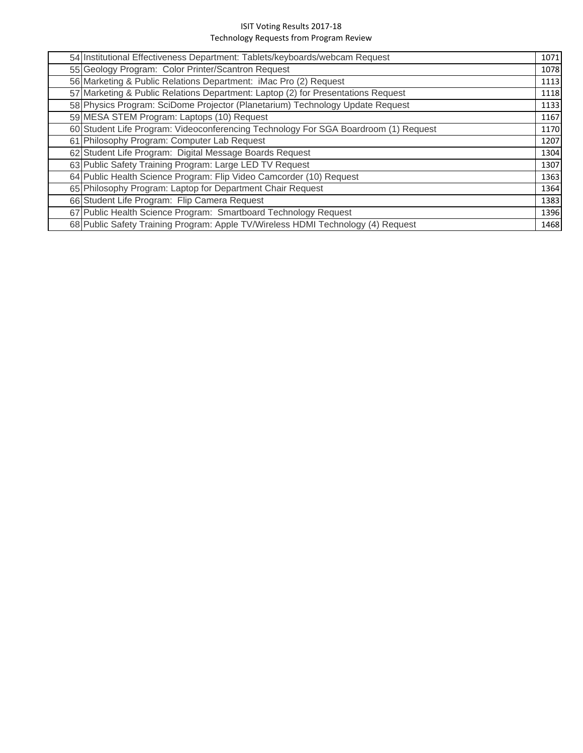ISIT Voting Results 2017-18
Technology Requests from Program Review

| | | |
|---|---|---|
| 54 | Institutional Effectiveness Department: Tablets/keyboards/webcam Request | 1071 |
| 55 | Geology Program:  Color Printer/Scantron Request | 1078 |
| 56 | Marketing & Public Relations Department:  iMac Pro (2) Request | 1113 |
| 57 | Marketing & Public Relations Department: Laptop (2) for Presentations Request | 1118 |
| 58 | Physics Program: SciDome Projector (Planetarium) Technology Update Request | 1133 |
| 59 | MESA STEM Program: Laptops (10) Request | 1167 |
| 60 | Student Life Program: Videoconferencing Technology For SGA Boardroom (1) Request | 1170 |
| 61 | Philosophy Program: Computer Lab Request | 1207 |
| 62 | Student Life Program:  Digital Message Boards Request | 1304 |
| 63 | Public Safety Training Program: Large LED TV Request | 1307 |
| 64 | Public Health Science Program: Flip Video Camcorder (10) Request | 1363 |
| 65 | Philosophy Program: Laptop for Department Chair Request | 1364 |
| 66 | Student Life Program:  Flip Camera Request | 1383 |
| 67 | Public Health Science Program:  Smartboard Technology Request | 1396 |
| 68 | Public Safety Training Program: Apple TV/Wireless HDMI Technology (4) Request | 1468 |